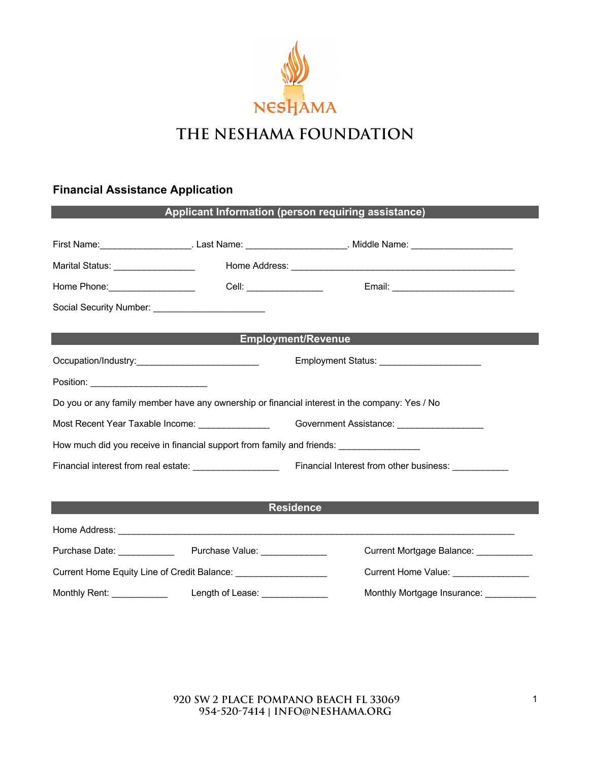# THE NESHAMA FOUNDATION

## Financial Assistance Application

### Applicant Information (person requiring assistance)

First Name:\_\_\_\_\_\_\_\_\_\_\_\_\_\_\_\_\_\_. Last Name: \_\_\_\_\_\_\_\_\_\_\_\_\_\_\_\_\_\_\_\_. Middle Name: \_\_\_\_\_\_\_\_\_\_\_\_\_\_\_\_\_\_\_\_

Marital Status: \_\_\_\_\_\_\_\_\_\_\_\_\_\_\_\_ Home Address: \_\_\_\_\_\_\_\_\_\_\_\_\_\_\_\_\_\_\_\_\_\_\_\_\_\_\_\_\_\_\_\_\_\_\_\_\_\_\_\_\_\_\_\_\_\_

Home Phone:\_\_\_\_\_\_\_\_\_\_\_\_\_\_\_\_\_ Cell: \_\_\_\_\_\_\_\_\_\_\_\_\_\_\_ Email: \_\_\_\_\_\_\_\_\_\_\_\_\_\_\_\_\_\_\_\_\_\_\_\_

Social Security Number: \_\_\_\_\_\_\_\_\_\_\_\_\_\_\_\_\_\_\_\_\_\_

### Employment/Revenue

Occupation/Industry:\_\_\_\_\_\_\_\_\_\_\_\_\_\_\_\_\_\_\_\_\_\_\_\_ Employment Status: \_\_\_\_\_\_\_\_\_\_\_\_\_\_\_\_\_\_\_\_

Position: \_\_\_\_\_\_\_\_\_\_\_\_\_\_\_\_\_\_\_\_\_\_\_

Do you or any family member have any ownership or financial interest in the company: Yes / No

Most Recent Year Taxable Income: \_\_\_\_\_\_\_\_\_\_\_\_\_\_ Government Assistance: \_\_\_\_\_\_\_\_\_\_\_\_\_\_\_\_\_

How much did you receive in financial support from family and friends: \_\_\_\_\_\_\_\_\_\_\_\_\_\_\_\_

Financial interest from real estate: \_\_\_\_\_\_\_\_\_\_\_\_\_\_\_\_\_ Financial Interest from other business: \_\_\_\_\_\_\_\_\_\_\_

### Residence

Home Address: \_\_\_\_\_\_\_\_\_\_\_\_\_\_\_\_\_\_\_\_\_\_\_\_\_\_\_\_\_\_\_\_\_\_\_\_\_\_\_\_\_\_\_\_\_\_\_\_\_\_\_\_\_\_\_\_\_\_\_\_\_\_\_\_\_\_\_\_\_\_\_\_\_\_\_\_

Purchase Date: \_\_\_\_\_\_\_\_\_\_\_ Purchase Value: \_\_\_\_\_\_\_\_\_\_\_\_\_ Current Mortgage Balance: \_\_\_\_\_\_\_\_\_\_\_

Current Home Equity Line of Credit Balance: \_\_\_\_\_\_\_\_\_\_\_\_\_\_\_\_\_\_ Current Home Value: \_\_\_\_\_\_\_\_\_\_\_\_\_\_\_

Monthly Rent: \_\_\_\_\_\_\_\_\_\_\_ Length of Lease: \_\_\_\_\_\_\_\_\_\_\_\_\_ Monthly Mortgage Insurance: \_\_\_\_\_\_\_\_\_\_

920 SW 2 PLACE POMPANO BEACH FL 33069
954-520-7414 | INFO@NESHAMA.ORG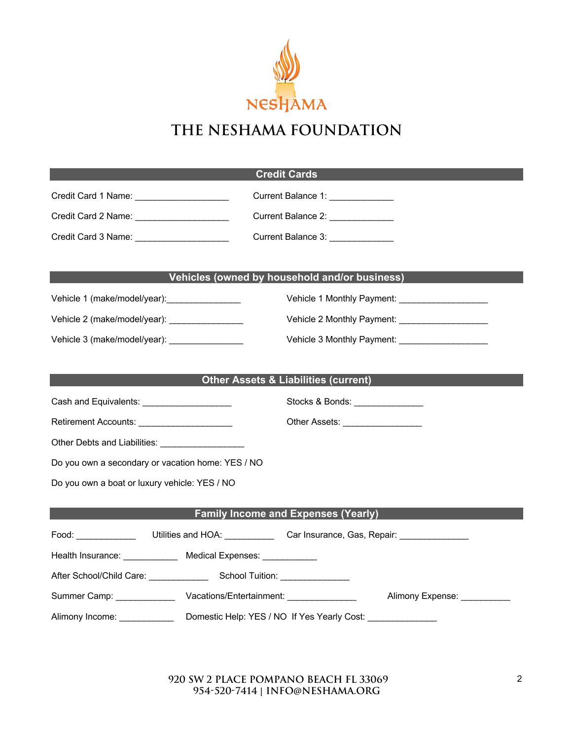# THE NESHAMA FOUNDATION

## Credit Cards

Credit Card 1 Name: ___________________ Current Balance 1: _____________

Credit Card 2 Name: ___________________ Current Balance 2: _____________

Credit Card 3 Name: ___________________ Current Balance 3: _____________

## Vehicles (owned by household and/or business)

Vehicle 1 (make/model/year):_______________ Vehicle 1 Monthly Payment: __________________

Vehicle 2 (make/model/year): _______________ Vehicle 2 Monthly Payment: __________________

Vehicle 3 (make/model/year): _______________ Vehicle 3 Monthly Payment: __________________

## Other Assets & Liabilities (current)

Cash and Equivalents: __________________ Stocks & Bonds: ______________

Retirement Accounts: ___________________ Other Assets: ________________

Other Debts and Liabilities: _________________

Do you own a secondary or vacation home: YES / NO

Do you own a boat or luxury vehicle: YES / NO

## Family Income and Expenses (Yearly)

Food: ____________ Utilities and HOA: __________ Car Insurance, Gas, Repair: ______________

Health Insurance: ___________ Medical Expenses: ___________

After School/Child Care: ____________ School Tuition: ______________

Summer Camp: ____________ Vacations/Entertainment: ______________ Alimony Expense: __________

Alimony Income: ___________ Domestic Help: YES / NO If Yes Yearly Cost: ______________

920 SW 2 PLACE POMPANO BEACH FL 33069
954-520-7414 | INFO@NESHAMA.ORG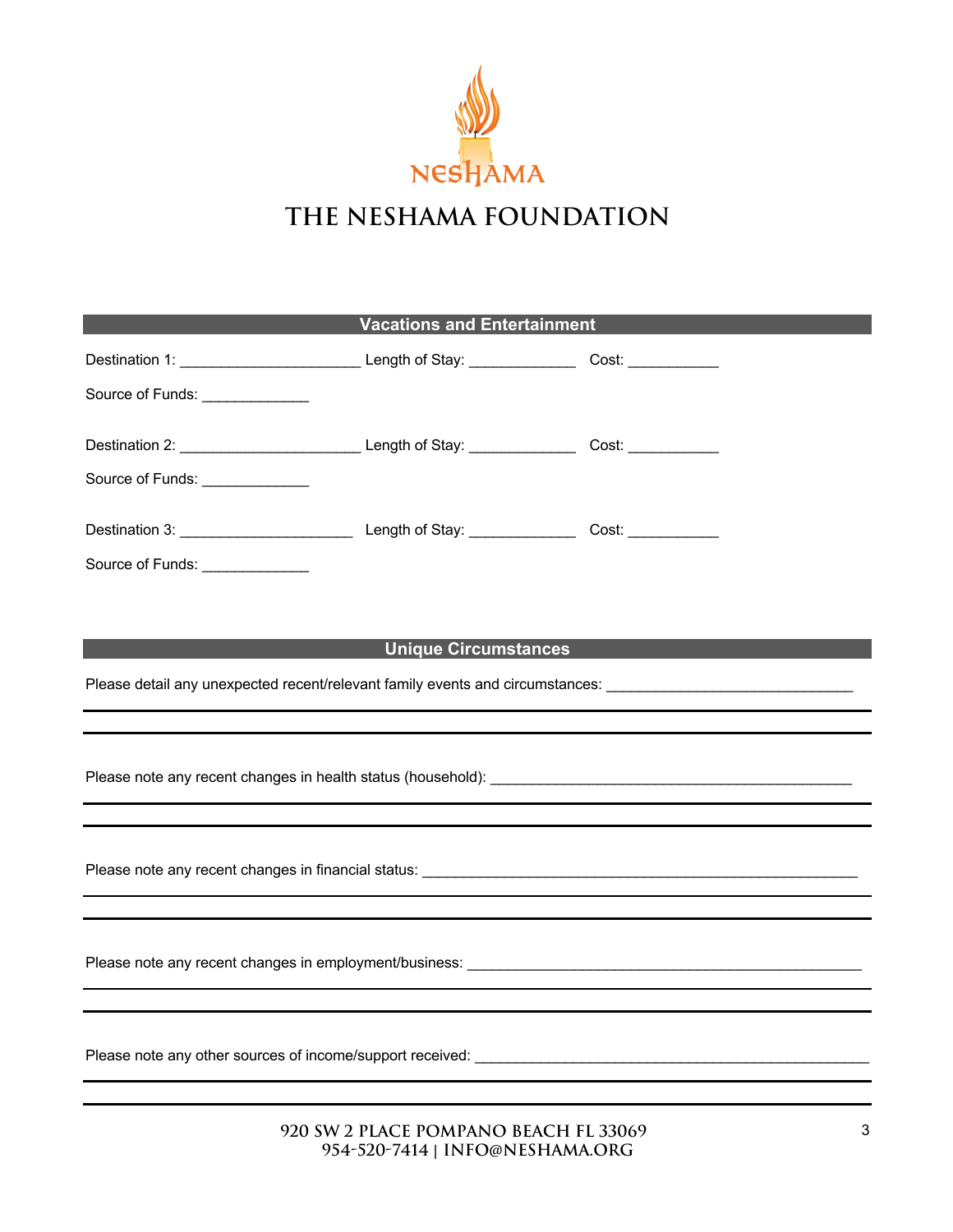# THE NESHAMA FOUNDATION

## Vacations and Entertainment

Destination 1: ______________________ Length of Stay: _____________ Cost: ___________

Source of Funds: _____________

Destination 2: ______________________ Length of Stay: _____________ Cost: ___________

Source of Funds: _____________

Destination 3: _____________________ Length of Stay: _____________ Cost: ___________

Source of Funds: _____________

## Unique Circumstances

Please detail any unexpected recent/relevant family events and circumstances: ______________________________

Please note any recent changes in health status (household): ____________________________________________

Please note any recent changes in financial status: ______________________________________________________

Please note any recent changes in employment/business: _________________________________________________

Please note any other sources of income/support received: _______________________________________________

920 SW 2 PLACE POMPANO BEACH FL 33069
954-520-7414 | INFO@NESHAMA.ORG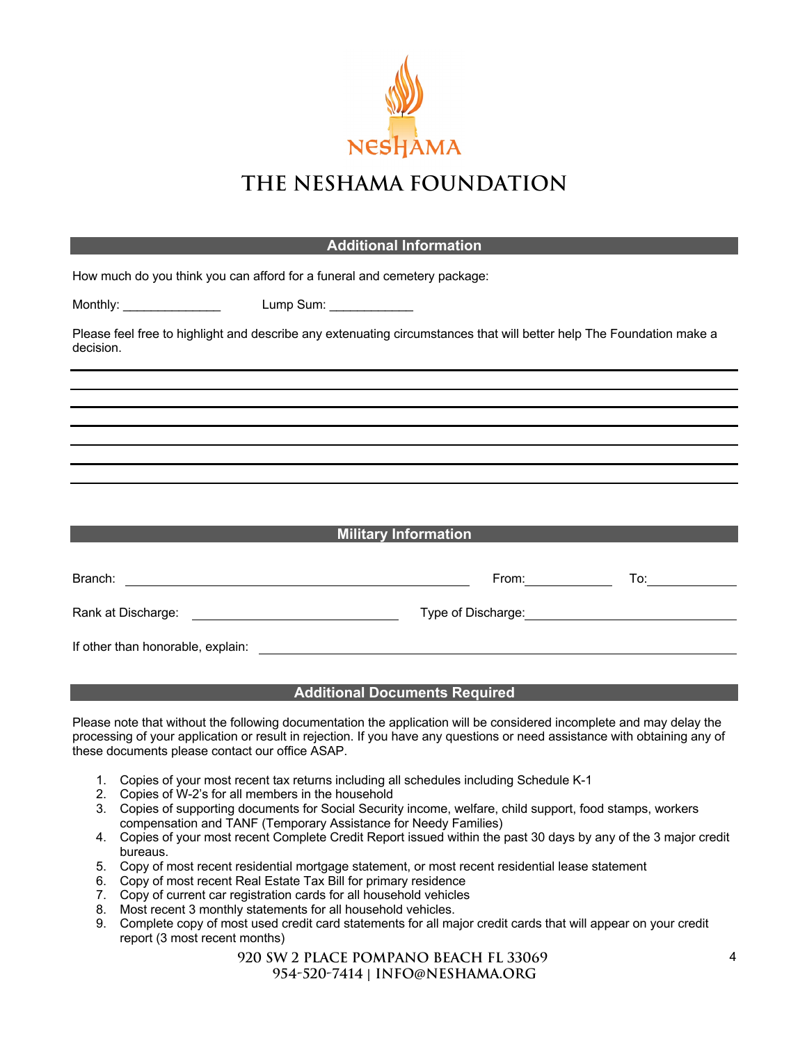# THE NESHAMA FOUNDATION

## Additional Information

How much do you think you can afford for a funeral and cemetery package:

Monthly: ______________ Lump Sum: ____________

Please feel free to highlight and describe any extenuating circumstances that will better help The Foundation make a decision.

______________________________________________________________________________

______________________________________________________________________________

______________________________________________________________________________

______________________________________________________________________________

______________________________________________________________________________

______________________________________________________________________________

______________________________________________________________________________

## Military Information

Branch: ________________________________________ From: ____________ To: ____________

Rank at Discharge: ________________________ Type of Discharge: ________________________

If other than honorable, explain: ________________________________________________

## Additional Documents Required

Please note that without the following documentation the application will be considered incomplete and may delay the processing of your application or result in rejection. If you have any questions or need assistance with obtaining any of these documents please contact our office ASAP.

1. Copies of your most recent tax returns including all schedules including Schedule K-1
2. Copies of W-2's for all members in the household
3. Copies of supporting documents for Social Security income, welfare, child support, food stamps, workers compensation and TANF (Temporary Assistance for Needy Families)
4. Copies of your most recent Complete Credit Report issued within the past 30 days by any of the 3 major credit bureaus.
5. Copy of most recent residential mortgage statement, or most recent residential lease statement
6. Copy of most recent Real Estate Tax Bill for primary residence
7. Copy of current car registration cards for all household vehicles
8. Most recent 3 monthly statements for all household vehicles.
9. Complete copy of most used credit card statements for all major credit cards that will appear on your credit report (3 most recent months)

920 SW 2 PLACE POMPANO BEACH FL 33069
954-520-7414 | INFO@NESHAMA.ORG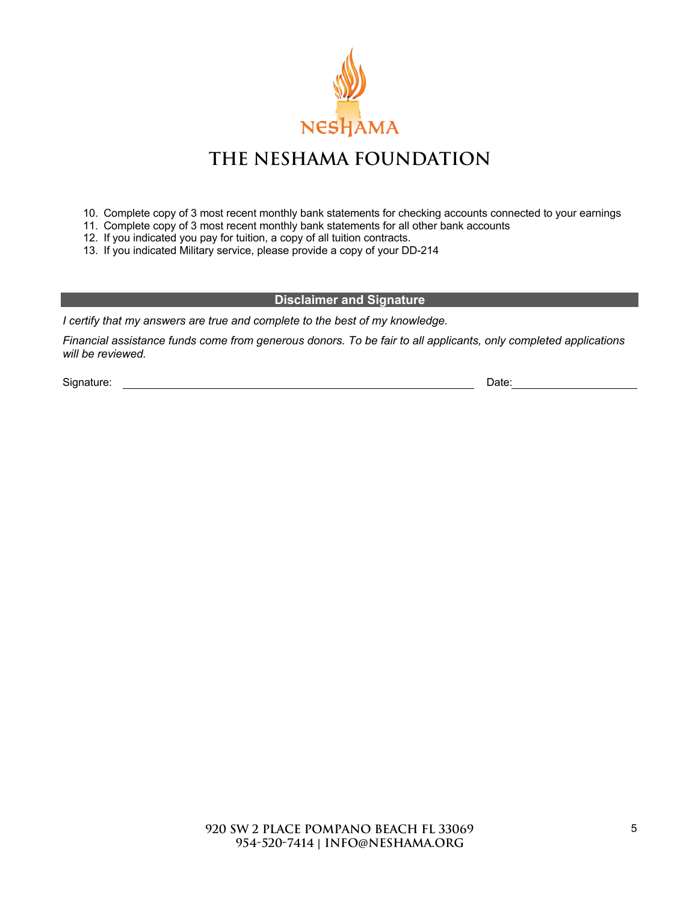# THE NESHAMA FOUNDATION

10. Complete copy of 3 most recent monthly bank statements for checking accounts connected to your earnings
11. Complete copy of 3 most recent monthly bank statements for all other bank accounts
12. If you indicated you pay for tuition, a copy of all tuition contracts.
13. If you indicated Military service, please provide a copy of your DD-214

## Disclaimer and Signature

*I certify that my answers are true and complete to the best of my knowledge.*

*Financial assistance funds come from generous donors. To be fair to all applicants, only completed applications will be reviewed.*

Signature: ______________________________ Date: ______________

**920 SW 2 PLACE POMPANO BEACH FL 33069**
**954-520-7414 | INFO@NESHAMA.ORG**